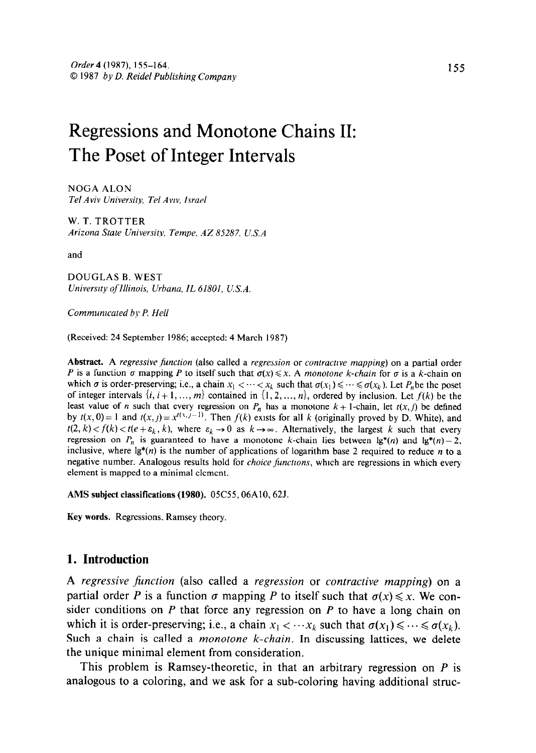# Regressions and Monotone Chains II: The Poset of Integer Intervals

NOGA ALON
*Tel Aviv University, Tel Aviv, Israel*

W. T. TROTTER
*Arizona State University, Tempe, AZ 85287, U.S.A*

and

DOUGLAS B. WEST
*University of Illinois, Urbana, IL 61801, U.S.A.*

*Communicated by P. Hell*

(Received: 24 September 1986; accepted: 4 March 1987)

**Abstract.** A *regressive function* (also called a *regression* or *contractive mapping*) on a partial order $P$ is a function $\sigma$ mapping $P$ to itself such that $\sigma(x) \leqslant x$. A *monotone k-chain* for $\sigma$ is a $k$-chain on which $\sigma$ is order-preserving; i.e., a chain $x_1 < \cdots < x_k$ such that $\sigma(x_1) \leqslant \cdots \leqslant \sigma(x_k)$. Let $P_n$ be the poset of integer intervals $\{i, i+1, \ldots, m\}$ contained in $\{1, 2, \ldots, n\}$, ordered by inclusion. Let $f(k)$ be the least value of $n$ such that every regression on $P_n$ has a monotone $k+1$-chain, let $t(x, j)$ be defined by $t(x, 0) = 1$ and $t(x, j) = x^{t(x, j-1)}$. Then $f(k)$ exists for all $k$ (originally proved by D. White), and $t(2, k) < f(k) < t(e + \varepsilon_k, k)$, where $\varepsilon_k \to 0$ as $k \to \infty$. Alternatively, the largest $k$ such that every regression on $P_n$ is guaranteed to have a monotone $k$-chain lies between $\lg^*(n)$ and $\lg^*(n) - 2$, inclusive, where $\lg^*(n)$ is the number of applications of logarithm base 2 required to reduce $n$ to a negative number. Analogous results hold for *choice functions*, which are regressions in which every element is mapped to a minimal element.

**AMS subject classifications (1980).** 05C55, 06A10, 62J.

**Key words.** Regressions, Ramsey theory.

## 1. Introduction

A *regressive function* (also called a *regression* or *contractive mapping*) on a partial order $P$ is a function $\sigma$ mapping $P$ to itself such that $\sigma(x) \leqslant x$. We consider conditions on $P$ that force any regression on $P$ to have a long chain on which it is order-preserving; i.e., a chain $x_1 < \cdots x_k$ such that $\sigma(x_1) \leqslant \cdots \leqslant \sigma(x_k)$. Such a chain is called a *monotone k-chain*. In discussing lattices, we delete the unique minimal element from consideration.

This problem is Ramsey-theoretic, in that an arbitrary regression on $P$ is analogous to a coloring, and we ask for a sub-coloring having additional struc-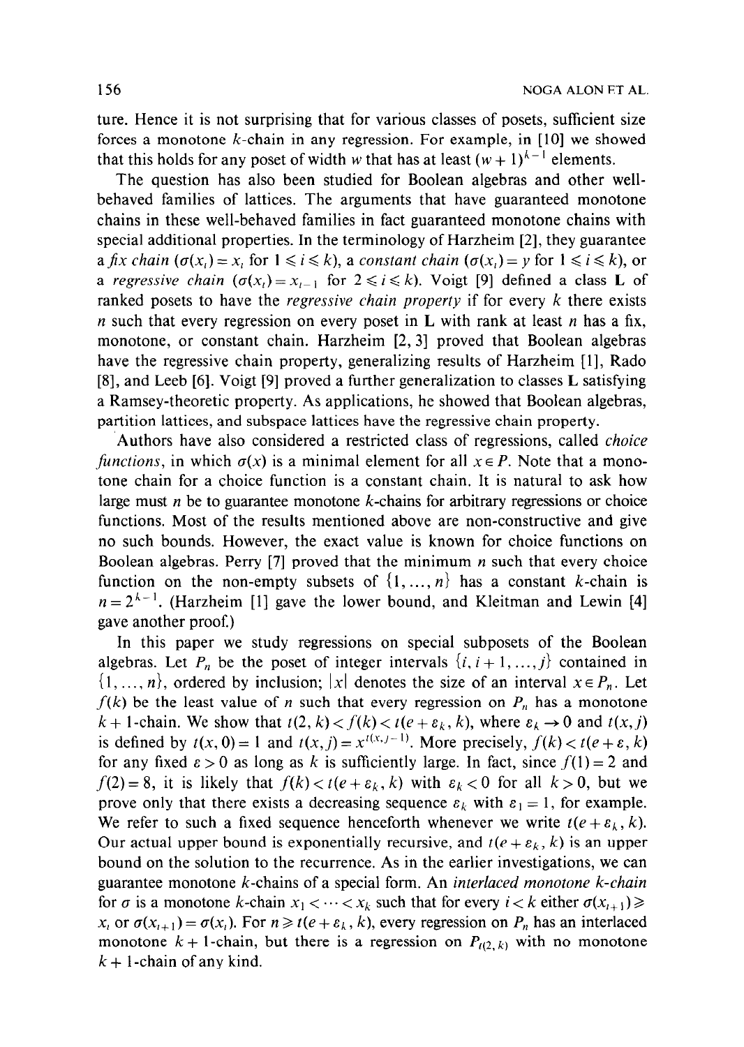ture. Hence it is not surprising that for various classes of posets, sufficient size forces a monotone $k$-chain in any regression. For example, in [10] we showed that this holds for any poset of width $w$ that has at least $(w+1)^{k-1}$ elements.

The question has also been studied for Boolean algebras and other well-behaved families of lattices. The arguments that have guaranteed monotone chains in these well-behaved families in fact guaranteed monotone chains with special additional properties. In the terminology of Harzheim [2], they guarantee a *fix chain* ($\sigma(x_i) = x_i$ for $1 \leqslant i \leqslant k$), a *constant chain* ($\sigma(x_i) = y$ for $1 \leqslant i \leqslant k$), or a *regressive chain* ($\sigma(x_i) = x_{i-1}$ for $2 \leqslant i \leqslant k$). Voigt [9] defined a class $\mathbf{L}$ of ranked posets to have the *regressive chain property* if for every $k$ there exists $n$ such that every regression on every poset in $\mathbf{L}$ with rank at least $n$ has a fix, monotone, or constant chain. Harzheim [2, 3] proved that Boolean algebras have the regressive chain property, generalizing results of Harzheim [1], Rado [8], and Leeb [6]. Voigt [9] proved a further generalization to classes $\mathbf{L}$ satisfying a Ramsey-theoretic property. As applications, he showed that Boolean algebras, partition lattices, and subspace lattices have the regressive chain property.

Authors have also considered a restricted class of regressions, called *choice functions*, in which $\sigma(x)$ is a minimal element for all $x \in P$. Note that a monotone chain for a choice function is a constant chain. It is natural to ask how large must $n$ be to guarantee monotone $k$-chains for arbitrary regressions or choice functions. Most of the results mentioned above are non-constructive and give no such bounds. However, the exact value is known for choice functions on Boolean algebras. Perry [7] proved that the minimum $n$ such that every choice function on the non-empty subsets of $\{1, \ldots, n\}$ has a constant $k$-chain is $n = 2^{k-1}$. (Harzheim [1] gave the lower bound, and Kleitman and Lewin [4] gave another proof.)

In this paper we study regressions on special subposets of the Boolean algebras. Let $P_n$ be the poset of integer intervals $\{i, i+1, \ldots, j\}$ contained in $\{1, \ldots, n\}$, ordered by inclusion; $|x|$ denotes the size of an interval $x \in P_n$. Let $f(k)$ be the least value of $n$ such that every regression on $P_n$ has a monotone $k+1$-chain. We show that $t(2, k) < f(k) < t(e + \varepsilon_k, k)$, where $\varepsilon_k \to 0$ and $t(x, j)$ is defined by $t(x, 0) = 1$ and $t(x, j) = x^{t(x, j-1)}$. More precisely, $f(k) < t(e + \varepsilon, k)$ for any fixed $\varepsilon > 0$ as long as $k$ is sufficiently large. In fact, since $f(1) = 2$ and $f(2) = 8$, it is likely that $f(k) < t(e + \varepsilon_k, k)$ with $\varepsilon_k < 0$ for all $k > 0$, but we prove only that there exists a decreasing sequence $\varepsilon_k$ with $\varepsilon_1 = 1$, for example. We refer to such a fixed sequence henceforth whenever we write $t(e + \varepsilon_k, k)$. Our actual upper bound is exponentially recursive, and $t(e + \varepsilon_k, k)$ is an upper bound on the solution to the recurrence. As in the earlier investigations, we can guarantee monotone $k$-chains of a special form. An *interlaced monotone k-chain* for $\sigma$ is a monotone $k$-chain $x_1 < \cdots < x_k$ such that for every $i < k$ either $\sigma(x_{i+1}) \geqslant x_i$ or $\sigma(x_{i+1}) = \sigma(x_i)$. For $n \geqslant t(e + \varepsilon_k, k)$, every regression on $P_n$ has an interlaced monotone $k+1$-chain, but there is a regression on $P_{t(2,k)}$ with no monotone $k+1$-chain of any kind.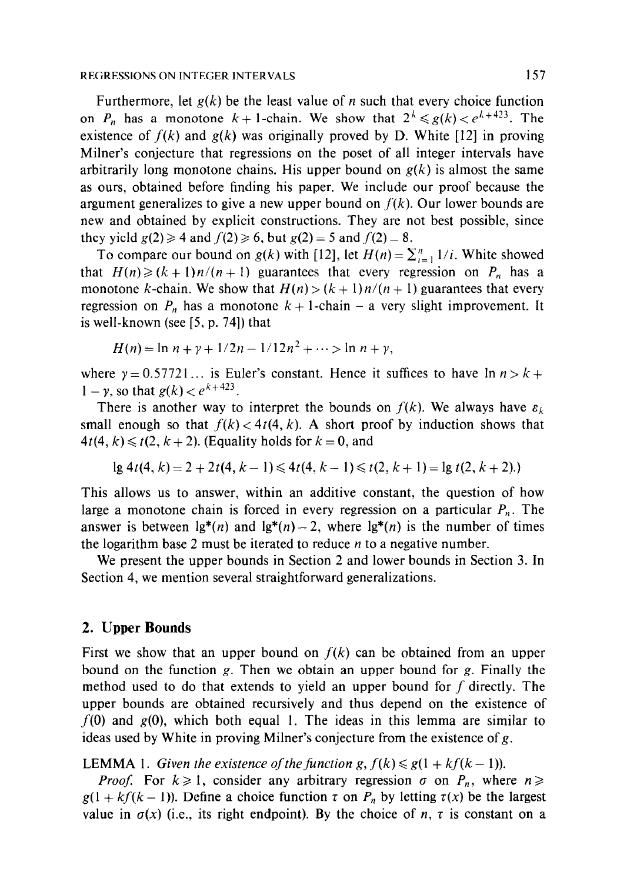Furthermore, let $g(k)$ be the least value of $n$ such that every choice function on $P_n$ has a monotone $k+1$-chain. We show that $2^k \leqslant g(k) < e^{k+423}$. The existence of $f(k)$ and $g(k)$ was originally proved by D. White [12] in proving Milner's conjecture that regressions on the poset of all integer intervals have arbitrarily long monotone chains. His upper bound on $g(k)$ is almost the same as ours, obtained before finding his paper. We include our proof because the argument generalizes to give a new upper bound on $f(k)$. Our lower bounds are new and obtained by explicit constructions. They are not best possible, since they yield $g(2) \geqslant 4$ and $f(2) \geqslant 6$, but $g(2) = 5$ and $f(2) = 8$.

To compare our bound on $g(k)$ with [12], let $H(n) = \sum_{i=1}^{n} 1/i$. White showed that $H(n) \geqslant (k+1)n/(n+1)$ guarantees that every regression on $P_n$ has a monotone $k$-chain. We show that $H(n) > (k+1)n/(n+1)$ guarantees that every regression on $P_n$ has a monotone $k+1$-chain – a very slight improvement. It is well-known (see [5, p. 74]) that

$$H(n) = \ln n + \gamma + 1/2n - 1/12n^2 + \cdots > \ln n + \gamma,$$

where $\gamma = 0.57721\ldots$ is Euler's constant. Hence it suffices to have $\ln n > k + 1 - \gamma$, so that $g(k) < e^{k+423}$.

There is another way to interpret the bounds on $f(k)$. We always have $\varepsilon_k$ small enough so that $f(k) < 4t(4, k)$. A short proof by induction shows that $4t(4, k) \leqslant t(2, k+2)$. (Equality holds for $k = 0$, and

$$\lg 4t(4, k) = 2 + 2t(4, k-1) \leqslant 4t(4, k-1) \leqslant t(2, k+1) = \lg t(2, k+2).)$$

This allows us to answer, within an additive constant, the question of how large a monotone chain is forced in every regression on a particular $P_n$. The answer is between $\lg^*(n)$ and $\lg^*(n) - 2$, where $\lg^*(n)$ is the number of times the logarithm base 2 must be iterated to reduce $n$ to a negative number.

We present the upper bounds in Section 2 and lower bounds in Section 3. In Section 4, we mention several straightforward generalizations.

## 2. Upper Bounds

First we show that an upper bound on $f(k)$ can be obtained from an upper bound on the function $g$. Then we obtain an upper bound for $g$. Finally the method used to do that extends to yield an upper bound for $f$ directly. The upper bounds are obtained recursively and thus depend on the existence of $f(0)$ and $g(0)$, which both equal 1. The ideas in this lemma are similar to ideas used by White in proving Milner's conjecture from the existence of $g$.

LEMMA 1. *Given the existence of the function $g$, $f(k) \leqslant g(1 + kf(k-1))$.*

*Proof.* For $k \geqslant 1$, consider any arbitrary regression $\sigma$ on $P_n$, where $n \geqslant g(1 + kf(k-1))$. Define a choice function $\tau$ on $P_n$ by letting $\tau(x)$ be the largest value in $\sigma(x)$ (i.e., its right endpoint). By the choice of $n$, $\tau$ is constant on a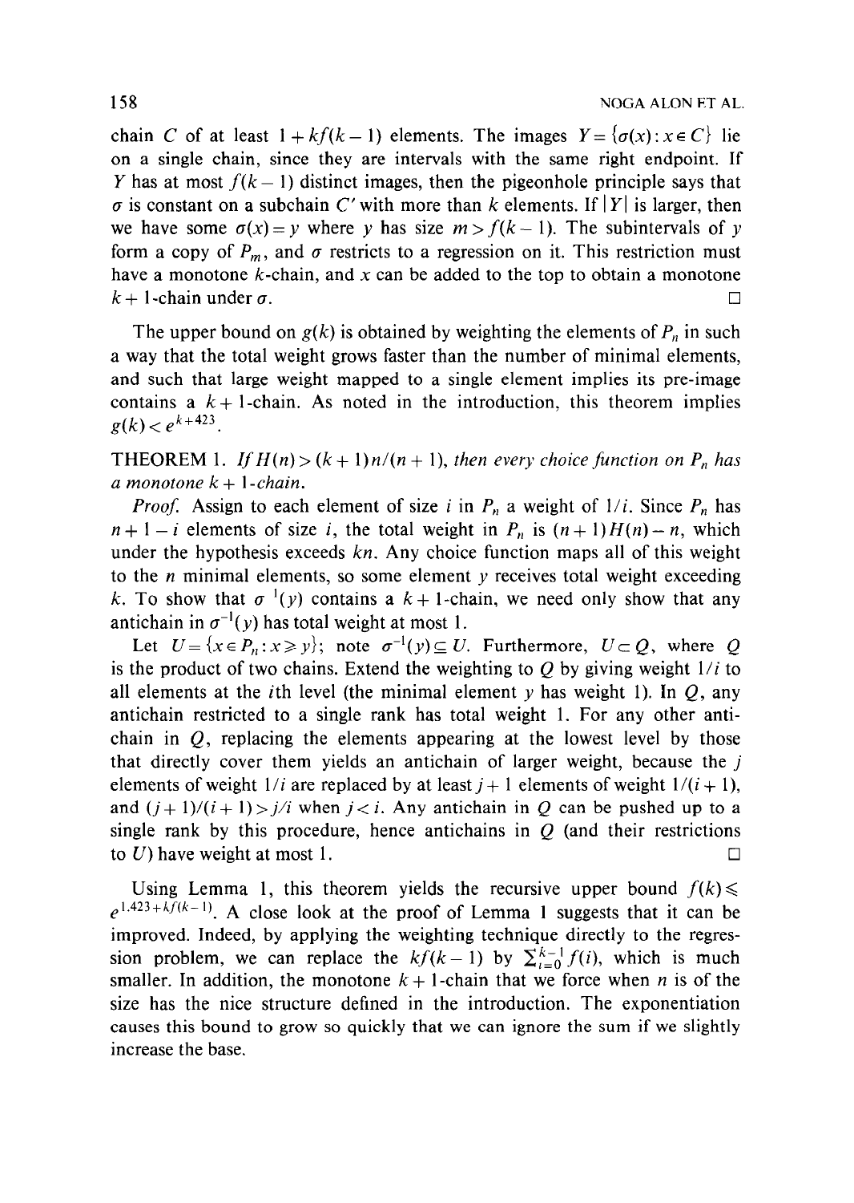chain $C$ of at least $1 + kf(k-1)$ elements. The images $Y = \{\sigma(x) : x \in C\}$ lie on a single chain, since they are intervals with the same right endpoint. If $Y$ has at most $f(k-1)$ distinct images, then the pigeonhole principle says that $\sigma$ is constant on a subchain $C'$ with more than $k$ elements. If $|Y|$ is larger, then we have some $\sigma(x) = y$ where $y$ has size $m > f(k-1)$. The subintervals of $y$ form a copy of $P_m$, and $\sigma$ restricts to a regression on it. This restriction must have a monotone $k$-chain, and $x$ can be added to the top to obtain a monotone $k+1$-chain under $\sigma$. $\square$

The upper bound on $g(k)$ is obtained by weighting the elements of $P_n$ in such a way that the total weight grows faster than the number of minimal elements, and such that large weight mapped to a single element implies its pre-image contains a $k+1$-chain. As noted in the introduction, this theorem implies $g(k) < e^{k+423}$.

THEOREM 1. *If $H(n) > (k+1)n/(n+1)$, then every choice function on $P_n$ has a monotone $k+1$-chain.*

*Proof.* Assign to each element of size $i$ in $P_n$ a weight of $1/i$. Since $P_n$ has $n+1-i$ elements of size $i$, the total weight in $P_n$ is $(n+1)H(n) - n$, which under the hypothesis exceeds $kn$. Any choice function maps all of this weight to the $n$ minimal elements, so some element $y$ receives total weight exceeding $k$. To show that $\sigma^{-1}(y)$ contains a $k+1$-chain, we need only show that any antichain in $\sigma^{-1}(y)$ has total weight at most 1.

Let $U = \{x \in P_n : x \geqslant y\}$; note $\sigma^{-1}(y) \subseteq U$. Furthermore, $U \subset Q$, where $Q$ is the product of two chains. Extend the weighting to $Q$ by giving weight $1/i$ to all elements at the $i$th level (the minimal element $y$ has weight 1). In $Q$, any antichain restricted to a single rank has total weight 1. For any other antichain in $Q$, replacing the elements appearing at the lowest level by those that directly cover them yields an antichain of larger weight, because the $j$ elements of weight $1/i$ are replaced by at least $j+1$ elements of weight $1/(i+1)$, and $(j+1)/(i+1) > j/i$ when $j < i$. Any antichain in $Q$ can be pushed up to a single rank by this procedure, hence antichains in $Q$ (and their restrictions to $U$) have weight at most 1. $\square$

Using Lemma 1, this theorem yields the recursive upper bound $f(k) \leqslant e^{1.423 + kf(k-1)}$. A close look at the proof of Lemma 1 suggests that it can be improved. Indeed, by applying the weighting technique directly to the regression problem, we can replace the $kf(k-1)$ by $\sum_{i=0}^{k-1} f(i)$, which is much smaller. In addition, the monotone $k+1$-chain that we force when $n$ is of the size has the nice structure defined in the introduction. The exponentiation causes this bound to grow so quickly that we can ignore the sum if we slightly increase the base.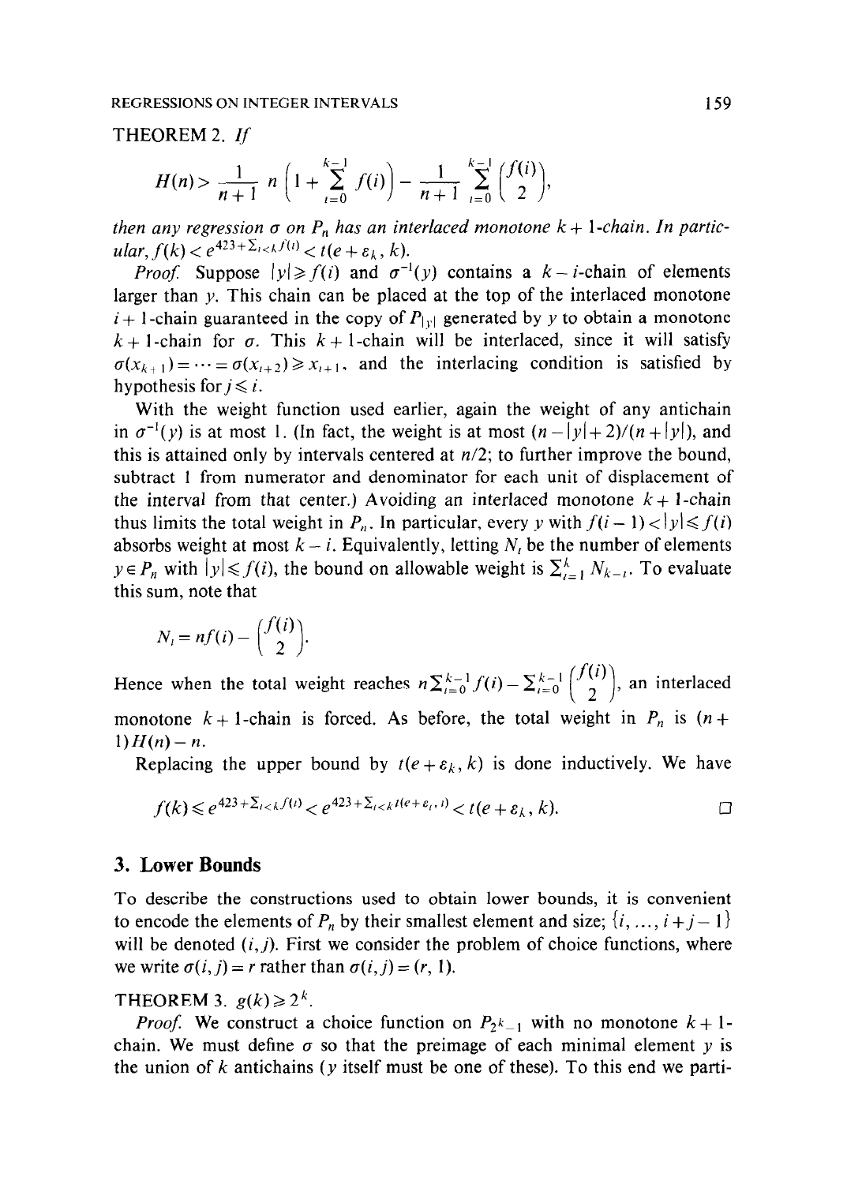THEOREM 2. *If*

$$H(n) > \frac{1}{n+1}\, n\left(1 + \sum_{i=0}^{k-1} f(i)\right) - \frac{1}{n+1}\sum_{i=0}^{k-1}\binom{f(i)}{2},$$

*then any regression $\sigma$ on $P_n$ has an interlaced monotone $k+1$-chain. In particular, $f(k) < e^{423+\sum_{i<k} f(i)} < t(e+\varepsilon_k, k)$.*

*Proof.* Suppose $|y| \geq f(i)$ and $\sigma^{-1}(y)$ contains a $k-i$-chain of elements larger than $y$. This chain can be placed at the top of the interlaced monotone $i+1$-chain guaranteed in the copy of $P_{|y|}$ generated by $y$ to obtain a monotone $k+1$-chain for $\sigma$. This $k+1$-chain will be interlaced, since it will satisfy $\sigma(x_{k+1}) = \cdots = \sigma(x_{i+2}) \geq x_{i+1}$, and the interlacing condition is satisfied by hypothesis for $j \leq i$.

With the weight function used earlier, again the weight of any antichain in $\sigma^{-1}(y)$ is at most 1. (In fact, the weight is at most $(n-|y|+2)/(n+|y|)$, and this is attained only by intervals centered at $n/2$; to further improve the bound, subtract 1 from numerator and denominator for each unit of displacement of the interval from that center.) Avoiding an interlaced monotone $k+1$-chain thus limits the total weight in $P_n$. In particular, every $y$ with $f(i-1) < |y| \leq f(i)$ absorbs weight at most $k-i$. Equivalently, letting $N_i$ be the number of elements $y \in P_n$ with $|y| \leq f(i)$, the bound on allowable weight is $\sum_{i=1}^{k} N_{k-i}$. To evaluate this sum, note that

$$N_i = nf(i) - \binom{f(i)}{2}.$$

Hence when the total weight reaches $n\sum_{i=0}^{k-1} f(i) - \sum_{i=0}^{k-1}\binom{f(i)}{2}$, an interlaced monotone $k+1$-chain is forced. As before, the total weight in $P_n$ is $(n+1)H(n) - n$.

Replacing the upper bound by $t(e+\varepsilon_k, k)$ is done inductively. We have

$$f(k) \leq e^{423+\sum_{i<k} f(i)} < e^{423+\sum_{i<k} t(e+\varepsilon_i, i)} < t(e+\varepsilon_k, k). \qquad \square$$

## 3. Lower Bounds

To describe the constructions used to obtain lower bounds, it is convenient to encode the elements of $P_n$ by their smallest element and size; $\{i, \ldots, i+j-1\}$ will be denoted $(i, j)$. First we consider the problem of choice functions, where we write $\sigma(i, j) = r$ rather than $\sigma(i, j) = (r, 1)$.

THEOREM 3. $g(k) \geq 2^k$.

*Proof.* We construct a choice function on $P_{2^k - 1}$ with no monotone $k+1$-chain. We must define $\sigma$ so that the preimage of each minimal element $y$ is the union of $k$ antichains ($y$ itself must be one of these). To this end we parti-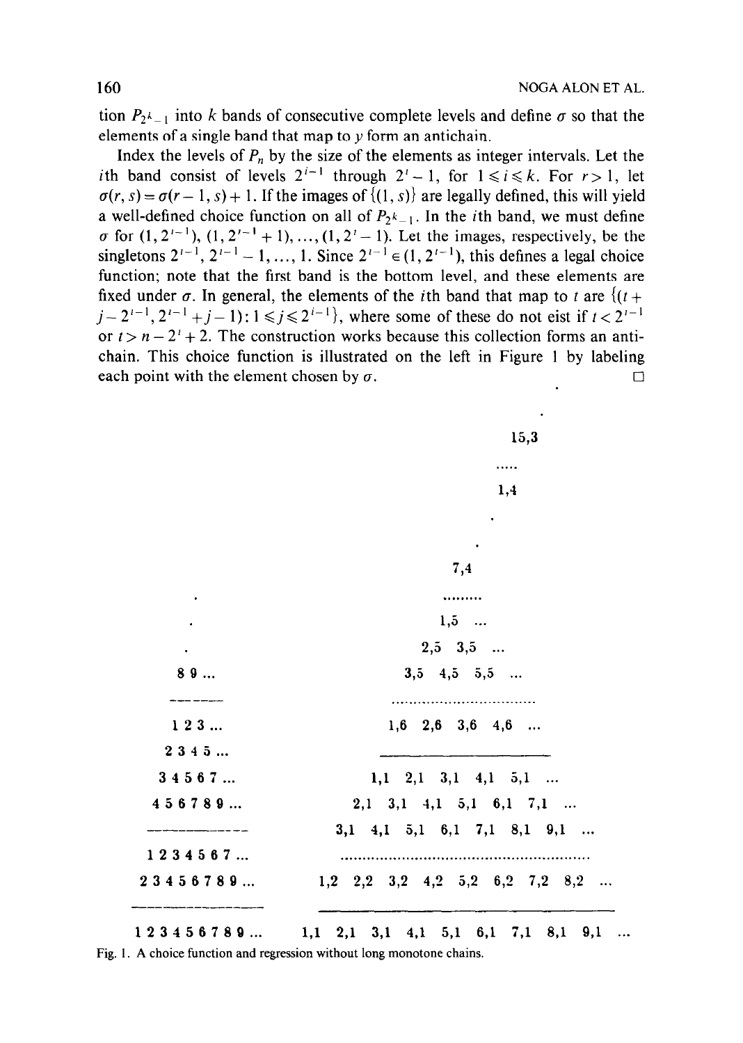tion $P_{2^k-1}$ into $k$ bands of consecutive complete levels and define $\sigma$ so that the elements of a single band that map to $y$ form an antichain.

Index the levels of $P_n$ by the size of the elements as integer intervals. Let the $i$th band consist of levels $2^{i-1}$ through $2^i-1$, for $1 \leqslant i \leqslant k$. For $r > 1$, let $\sigma(r, s) = \sigma(r-1, s) + 1$. If the images of $\{(1, s)\}$ are legally defined, this will yield a well-defined choice function on all of $P_{2^k-1}$. In the $i$th band, we must define $\sigma$ for $(1, 2^{i-1}), (1, 2^{i-1}+1), \ldots, (1, 2^i - 1)$. Let the images, respectively, be the singletons $2^{i-1}, 2^{i-1}-1, \ldots, 1$. Since $2^{i-1} \in (1, 2^{i-1})$, this defines a legal choice function; note that the first band is the bottom level, and these elements are fixed under $\sigma$. In general, the elements of the $i$th band that map to $t$ are $\{(t + j - 2^{i-1}, 2^{i-1} + j - 1) : 1 \leqslant j \leqslant 2^{i-1}\}$, where some of these do not eist if $t < 2^{i-1}$ or $t > n - 2^i + 2$. The construction works because this collection forms an antichain. This choice function is illustrated on the left in Figure 1 by labeling each point with the element chosen by $\sigma$. $\square$

```
                                                 .
                                               15,3
                                               .....
                                                1,4
                                                 .
                                                 .
                                               7,4
     .                                       .........
     .                                        1,5  ...
     .                                     2,5  3,5  ...
   8 9 ...                              3,5  4,5  5,5  ...
   ------                            ......................
   1 2 3 ...                         1,6  2,6  3,6  4,6  ...
   2 3 4 5 ...                       -------------------
   3 4 5 6 7 ...                 1,1  2,1  3,1  4,1  5,1  ...
   4 5 6 7 8 9 ...            2,1  3,1  4,1  5,1  6,1  7,1  ...
   -----------             3,1  4,1  5,1  6,1  7,1  8,1  9,1  ...
   1 2 3 4 5 6 7 ...       ......................................
   2 3 4 5 6 7 8 9 ...   1,2  2,2  3,2  4,2  5,2  6,2  7,2  8,2  ...
   ---------------       ---------------------------------------
   1 2 3 4 5 6 7 8 9 ... 1,1  2,1  3,1  4,1  5,1  6,1  7,1  8,1  9,1  ...
```

Fig. 1. A choice function and regression without long monotone chains.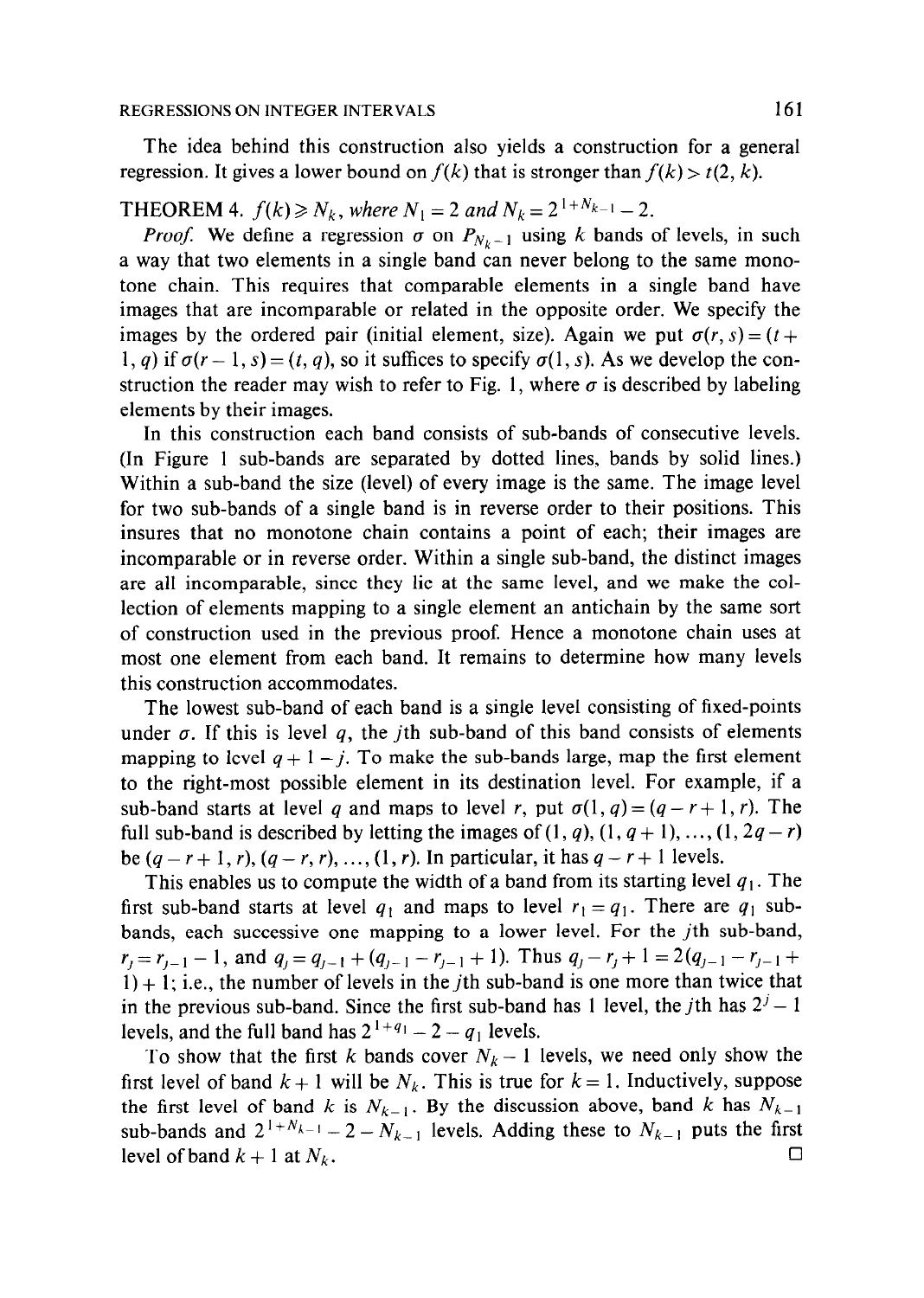The idea behind this construction also yields a construction for a general regression. It gives a lower bound on $f(k)$ that is stronger than $f(k) > t(2, k)$.

**THEOREM 4.** *$f(k) \geqslant N_k$, where $N_1 = 2$ and $N_k = 2^{1+N_{k-1}} - 2$.*

*Proof.* We define a regression $\sigma$ on $P_{N_k - 1}$ using $k$ bands of levels, in such a way that two elements in a single band can never belong to the same monotone chain. This requires that comparable elements in a single band have images that are incomparable or related in the opposite order. We specify the images by the ordered pair (initial element, size). Again we put $\sigma(r, s) = (t + 1, q)$ if $\sigma(r-1, s) = (t, q)$, so it suffices to specify $\sigma(1, s)$. As we develop the construction the reader may wish to refer to Fig. 1, where $\sigma$ is described by labeling elements by their images.

In this construction each band consists of sub-bands of consecutive levels. (In Figure 1 sub-bands are separated by dotted lines, bands by solid lines.) Within a sub-band the size (level) of every image is the same. The image level for two sub-bands of a single band is in reverse order to their positions. This insures that no monotone chain contains a point of each; their images are incomparable or in reverse order. Within a single sub-band, the distinct images are all incomparable, since they lie at the same level, and we make the collection of elements mapping to a single element an antichain by the same sort of construction used in the previous proof. Hence a monotone chain uses at most one element from each band. It remains to determine how many levels this construction accommodates.

The lowest sub-band of each band is a single level consisting of fixed-points under $\sigma$. If this is level $q$, the $j$th sub-band of this band consists of elements mapping to level $q + 1 - j$. To make the sub-bands large, map the first element to the right-most possible element in its destination level. For example, if a sub-band starts at level $q$ and maps to level $r$, put $\sigma(1, q) = (q - r + 1, r)$. The full sub-band is described by letting the images of $(1, q), (1, q+1), \ldots, (1, 2q - r)$ be $(q - r + 1, r), (q - r, r), \ldots, (1, r)$. In particular, it has $q - r + 1$ levels.

This enables us to compute the width of a band from its starting level $q_1$. The first sub-band starts at level $q_1$ and maps to level $r_1 = q_1$. There are $q_1$ sub-bands, each successive one mapping to a lower level. For the $j$th sub-band, $r_j = r_{j-1} - 1$, and $q_j = q_{j-1} + (q_{j-1} - r_{j-1} + 1)$. Thus $q_j - r_j + 1 = 2(q_{j-1} - r_{j-1} + 1) + 1$; i.e., the number of levels in the $j$th sub-band is one more than twice that in the previous sub-band. Since the first sub-band has 1 level, the $j$th has $2^j - 1$ levels, and the full band has $2^{1+q_1} - 2 - q_1$ levels.

To show that the first $k$ bands cover $N_k - 1$ levels, we need only show the first level of band $k+1$ will be $N_k$. This is true for $k = 1$. Inductively, suppose the first level of band $k$ is $N_{k-1}$. By the discussion above, band $k$ has $N_{k-1}$ sub-bands and $2^{1+N_{k-1}} - 2 - N_{k-1}$ levels. Adding these to $N_{k-1}$ puts the first level of band $k+1$ at $N_k$. $\square$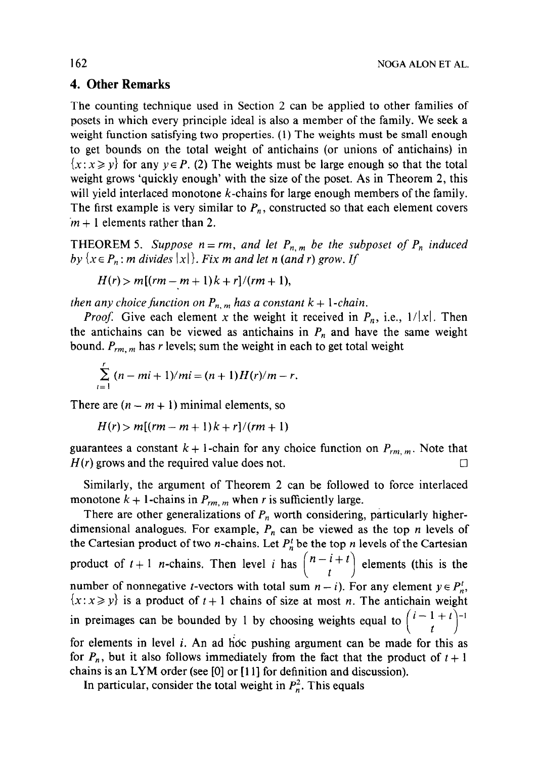## 4. Other Remarks

The counting technique used in Section 2 can be applied to other families of posets in which every principle ideal is also a member of the family. We seek a weight function satisfying two properties. (1) The weights must be small enough to get bounds on the total weight of antichains (or unions of antichains) in $\{x : x \geqslant y\}$ for any $y \in P$. (2) The weights must be large enough so that the total weight grows 'quickly enough' with the size of the poset. As in Theorem 2, this will yield interlaced monotone $k$-chains for large enough members of the family. The first example is very similar to $P_n$, constructed so that each element covers $m + 1$ elements rather than 2.

THEOREM 5. *Suppose $n = rm$, and let $P_{n,m}$ be the subposet of $P_n$ induced by $\{x \in P_n : m \text{ divides } |x|\}$. Fix $m$ and let $n$ (and $r$) grow. If*

$$H(r) > m[(rm - m + 1)k + r]/(rm + 1),$$

*then any choice function on $P_{n,m}$ has a constant $k + 1$-chain.*

*Proof.* Give each element $x$ the weight it received in $P_n$, i.e., $1/|x|$. Then the antichains can be viewed as antichains in $P_n$ and have the same weight bound. $P_{rm,m}$ has $r$ levels; sum the weight in each to get total weight

$$\sum_{i=1}^{r} (n - mi + 1)/mi = (n + 1)H(r)/m - r.$$

There are $(n - m + 1)$ minimal elements, so

$$H(r) > m[(rm - m + 1)k + r]/(rm + 1)$$

guarantees a constant $k + 1$-chain for any choice function on $P_{rm,m}$. Note that $H(r)$ grows and the required value does not. $\square$

Similarly, the argument of Theorem 2 can be followed to force interlaced monotone $k + 1$-chains in $P_{rm,m}$ when $r$ is sufficiently large.

There are other generalizations of $P_n$ worth considering, particularly higher-dimensional analogues. For example, $P_n$ can be viewed as the top $n$ levels of the Cartesian product of two $n$-chains. Let $P_n^t$ be the top $n$ levels of the Cartesian product of $t + 1$ $n$-chains. Then level $i$ has $\binom{n - i + t}{t}$ elements (this is the number of nonnegative $t$-vectors with total sum $n - i$). For any element $y \in P_n^t$, $\{x : x \geqslant y\}$ is a product of $t + 1$ chains of size at most $n$. The antichain weight in preimages can be bounded by 1 by choosing weights equal to $\binom{i - 1 + t}{t}^{-1}$ for elements in level $i$. An ad hoc pushing argument can be made for this as for $P_n$, but it also follows immediately from the fact that the product of $t + 1$ chains is an LYM order (see [0] or [11] for definition and discussion).

In particular, consider the total weight in $P_n^2$. This equals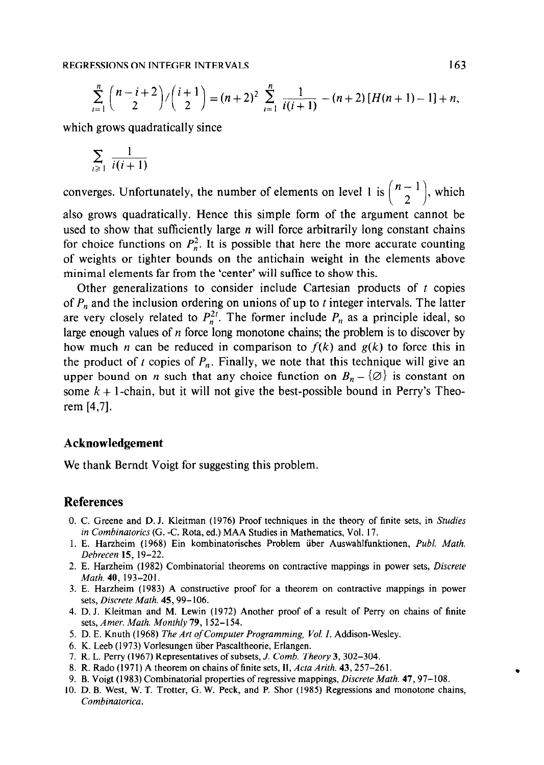$$\sum_{i=1}^{n} \binom{n-i+2}{2} \Big/ \binom{i+1}{2} = (n+2)^2 \sum_{i=1}^{n} \frac{1}{i(i+1)} - (n+2)[H(n+1)-1] + n,$$

which grows quadratically since

$$\sum_{i \geqslant 1} \frac{1}{i(i+1)}$$

converges. Unfortunately, the number of elements on level 1 is $\binom{n-1}{2}$, which also grows quadratically. Hence this simple form of the argument cannot be used to show that sufficiently large $n$ will force arbitrarily long constant chains for choice functions on $P_n^2$. It is possible that here the more accurate counting of weights or tighter bounds on the antichain weight in the elements above minimal elements far from the 'center' will suffice to show this.

Other generalizations to consider include Cartesian products of $t$ copies of $P_n$ and the inclusion ordering on unions of up to $t$ integer intervals. The latter are very closely related to $P_n^{2t}$. The former include $P_n$ as a principle ideal, so large enough values of $n$ force long monotone chains; the problem is to discover by how much $n$ can be reduced in comparison to $f(k)$ and $g(k)$ to force this in the product of $t$ copies of $P_n$. Finally, we note that this technique will give an upper bound on $n$ such that any choice function on $B_n - \{\varnothing\}$ is constant on some $k+1$-chain, but it will not give the best-possible bound in Perry's Theorem [4,7].

## Acknowledgement

We thank Berndt Voigt for suggesting this problem.

## References

0. C. Greene and D. J. Kleitman (1976) Proof techniques in the theory of finite sets, in *Studies in Combinatorics* (G.-C. Rota, ed.) MAA Studies in Mathematics, Vol. 17.
1. E. Harzheim (1968) Ein kombinatorisches Problem über Auswahlfunktionen, *Publ. Math. Debrecen* **15**, 19–22.
2. E. Harzheim (1982) Combinatorial theorems on contractive mappings in power sets, *Discrete Math.* **40**, 193–201.
3. E. Harzheim (1983) A constructive proof for a theorem on contractive mappings in power sets, *Discrete Math.* **45**, 99–106.
4. D. J. Kleitman and M. Lewin (1972) Another proof of a result of Perry on chains of finite sets, *Amer. Math. Monthly* **79**, 152–154.
5. D. E. Knuth (1968) *The Art of Computer Programming, Vol. I.* Addison-Wesley.
6. K. Leeb (1973) Vorlesungen über Pascaltheorie, Erlangen.
7. R. L. Perry (1967) Representatives of subsets, *J. Comb. Theory* **3**, 302–304.
8. R. Rado (1971) A theorem on chains of finite sets, II, *Acta Arith.* **43**, 257–261.
9. B. Voigt (1983) Combinatorial properties of regressive mappings, *Discrete Math.* **47**, 97–108.
10. D. B. West, W. T. Trotter, G. W. Peck, and P. Shor (1985) Regressions and monotone chains, *Combinatorica*.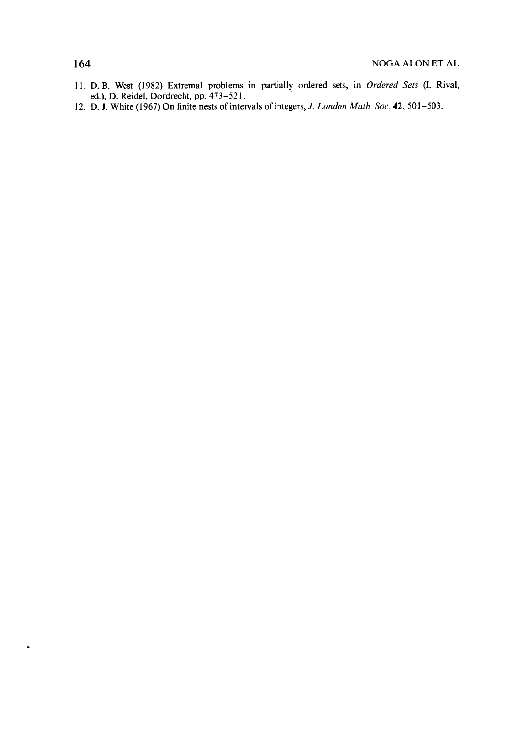11. D. B. West (1982) Extremal problems in partially ordered sets, in *Ordered Sets* (I. Rival, ed.), D. Reidel, Dordrecht, pp. 473–521.
12. D. J. White (1967) On finite nests of intervals of integers, *J. London Math. Soc.* **42**, 501–503.